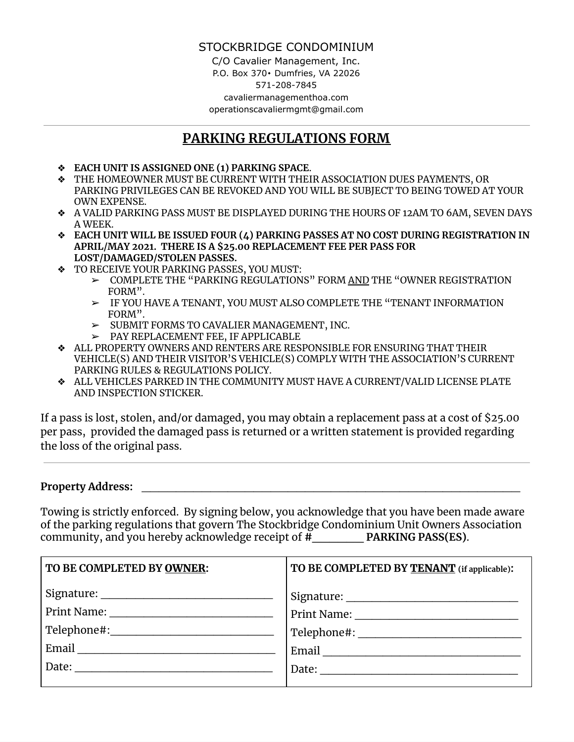STOCKBRIDGE CONDOMINIUM

C/O Cavalier Management, Inc.

P.O. Box 370• Dumfries, VA 22026

571-208-7845

cavaliermanagementhoa.com

operationscavaliermgmt@gmail.com

---

# PARKING REGULATIONS FORM

- **EACH UNIT IS ASSIGNED ONE (1) PARKING SPACE**.
- THE HOMEOWNER MUST BE CURRENT WITH THEIR ASSOCIATION DUES PAYMENTS, OR PARKING PRIVILEGES CAN BE REVOKED AND YOU WILL BE SUBJECT TO BEING TOWED AT YOUR OWN EXPENSE.
- A VALID PARKING PASS MUST BE DISPLAYED DURING THE HOURS OF 12AM TO 6AM, SEVEN DAYS A WEEK.
- **EACH UNIT WILL BE ISSUED FOUR (4) PARKING PASSES AT NO COST DURING REGISTRATION IN APRIL/MAY 2021. THERE IS A $25.00 REPLACEMENT FEE PER PASS FOR LOST/DAMAGED/STOLEN PASSES.**
- TO RECEIVE YOUR PARKING PASSES, YOU MUST:
  - COMPLETE THE "PARKING REGULATIONS" FORM AND THE "OWNER REGISTRATION FORM".
  - IF YOU HAVE A TENANT, YOU MUST ALSO COMPLETE THE "TENANT INFORMATION FORM".
  - SUBMIT FORMS TO CAVALIER MANAGEMENT, INC.
  - PAY REPLACEMENT FEE, IF APPLICABLE
- ALL PROPERTY OWNERS AND RENTERS ARE RESPONSIBLE FOR ENSURING THAT THEIR VEHICLE(S) AND THEIR VISITOR'S VEHICLE(S) COMPLY WITH THE ASSOCIATION'S CURRENT PARKING RULES & REGULATIONS POLICY.
- ALL VEHICLES PARKED IN THE COMMUNITY MUST HAVE A CURRENT/VALID LICENSE PLATE AND INSPECTION STICKER.

If a pass is lost, stolen, and/or damaged, you may obtain a replacement pass at a cost of $25.00 per pass, provided the damaged pass is returned or a written statement is provided regarding the loss of the original pass.

---

**Property Address:** ______________________________________________

Towing is strictly enforced. By signing below, you acknowledge that you have been made aware of the parking regulations that govern The Stockbridge Condominium Unit Owners Association community, and you hereby acknowledge receipt of **#________ PARKING PASS(ES)**.

| **TO BE COMPLETED BY OWNER:** | **TO BE COMPLETED BY TENANT (if applicable):** |
|---|---|
| Signature: ____________________ | Signature: ____________________ |
| Print Name: ____________________ | Print Name: ____________________ |
| Telephone#: ____________________ | Telephone#: ____________________ |
| Email ____________________ | Email ____________________ |
| Date: ____________________ | Date: ____________________ |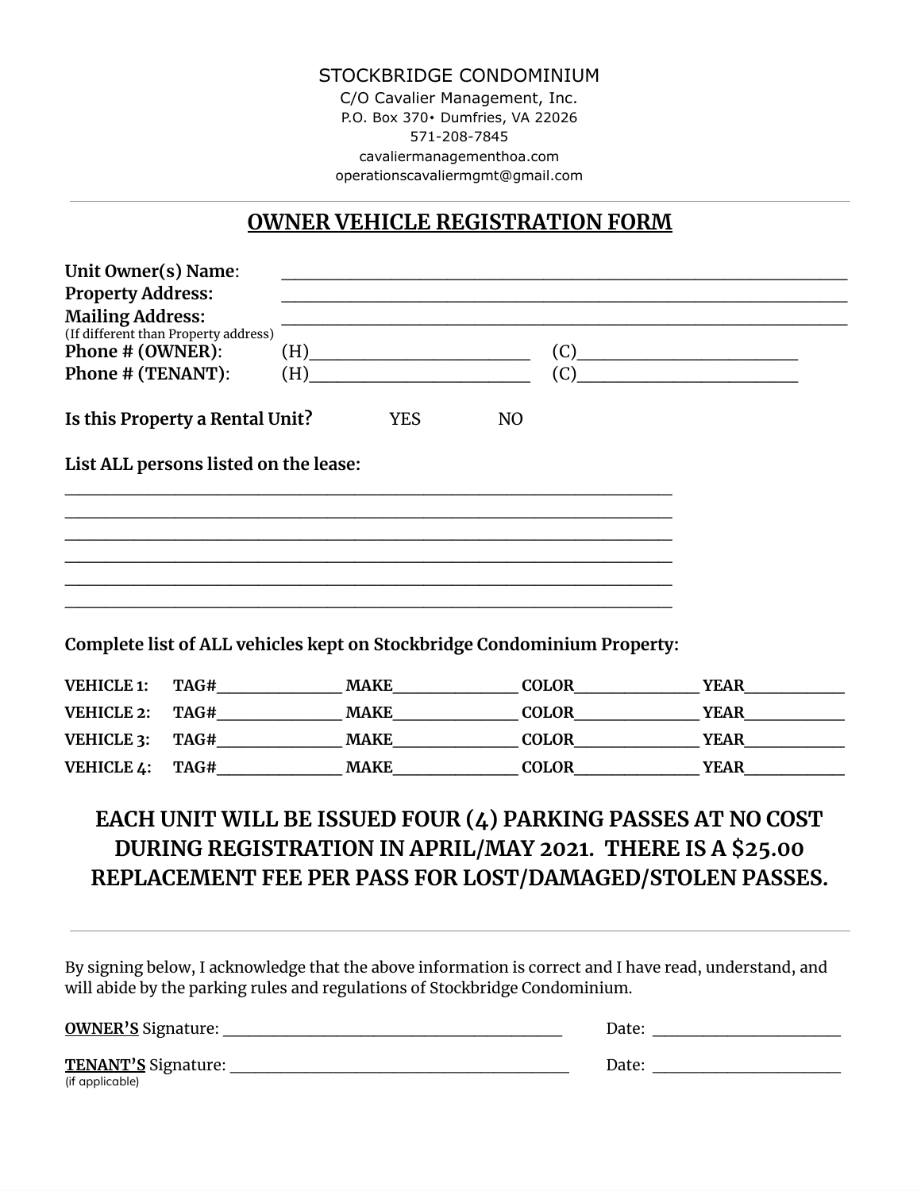STOCKBRIDGE CONDOMINIUM
C/O Cavalier Management, Inc.
P.O. Box 370• Dumfries, VA 22026
571-208-7845
cavaliermanagementhoa.com
operationscavaliermgmt@gmail.com

---

## OWNER VEHICLE REGISTRATION FORM

**Unit Owner(s) Name**: ______________________________________________
**Property Address:** ______________________________________________
**Mailing Address:** ______________________________________________
(If different than Property address)
**Phone # (OWNER)**: (H)____________________ (C)____________________
**Phone # (TENANT)**: (H)____________________ (C)____________________

**Is this Property a Rental Unit?** YES NO

**List ALL persons listed on the lease:**

______________________________________________
______________________________________________
______________________________________________
______________________________________________
______________________________________________
______________________________________________

**Complete list of ALL vehicles kept on Stockbridge Condominium Property:**

**VEHICLE 1:** **TAG#**____________ **MAKE**____________ **COLOR**____________ **YEAR**__________
**VEHICLE 2:** **TAG#**____________ **MAKE**____________ **COLOR**____________ **YEAR**__________
**VEHICLE 3:** **TAG#**____________ **MAKE**____________ **COLOR**____________ **YEAR**__________
**VEHICLE 4:** **TAG#**____________ **MAKE**____________ **COLOR**____________ **YEAR**__________

**EACH UNIT WILL BE ISSUED FOUR (4) PARKING PASSES AT NO COST DURING REGISTRATION IN APRIL/MAY 2021. THERE IS A $25.00 REPLACEMENT FEE PER PASS FOR LOST/DAMAGED/STOLEN PASSES.**

---

By signing below, I acknowledge that the above information is correct and I have read, understand, and will abide by the parking rules and regulations of Stockbridge Condominium.

**OWNER'S** Signature: ________________________________ Date: __________________

**TENANT'S** Signature: ________________________________ Date: __________________
(if applicable)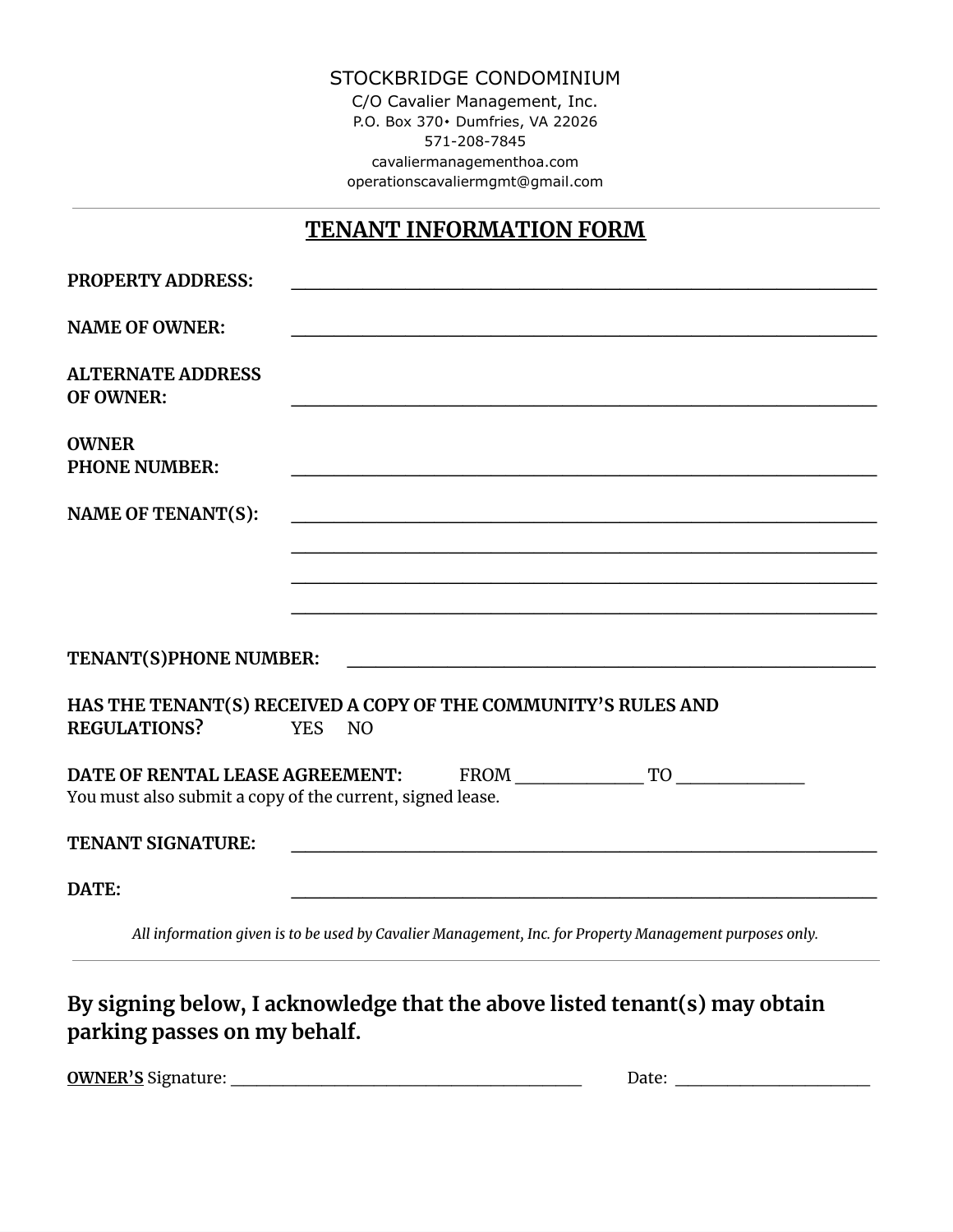STOCKBRIDGE CONDOMINIUM
C/O Cavalier Management, Inc.
P.O. Box 370• Dumfries, VA 22026
571-208-7845
cavaliermanagementhoa.com
operationscavaliermgmt@gmail.com

---

## TENANT INFORMATION FORM

**PROPERTY ADDRESS:** ______________________________________________

**NAME OF OWNER:** ______________________________________________

**ALTERNATE ADDRESS OF OWNER:** ______________________________________________

**OWNER PHONE NUMBER:** ______________________________________________

**NAME OF TENANT(S):** ______________________________________________

______________________________________________

______________________________________________

______________________________________________

**TENANT(S)PHONE NUMBER:** ______________________________________________

**HAS THE TENANT(S) RECEIVED A COPY OF THE COMMUNITY'S RULES AND REGULATIONS?** YES NO

**DATE OF RENTAL LEASE AGREEMENT:** FROM ______________ TO ______________

You must also submit a copy of the current, signed lease.

**TENANT SIGNATURE:** ______________________________________________

**DATE:** ______________________________________________

*All information given is to be used by Cavalier Management, Inc. for Property Management purposes only.*

---

### By signing below, I acknowledge that the above listed tenant(s) may obtain parking passes on my behalf.

**OWNER'S** Signature: ________________________________________ Date: ______________________